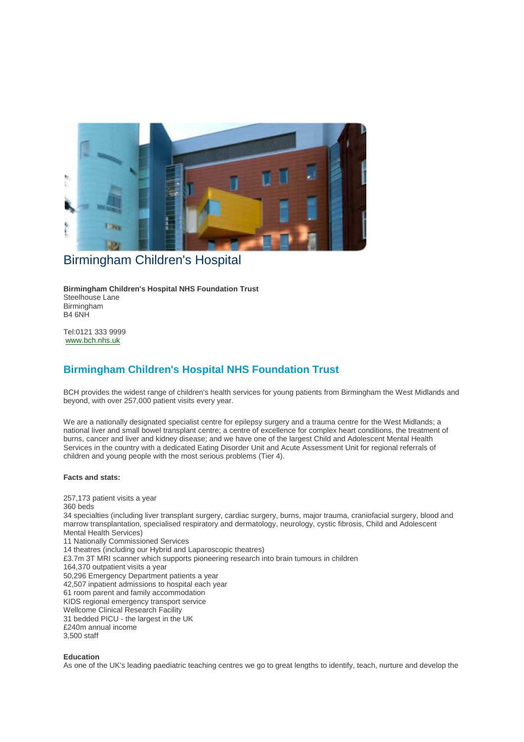# Birmingham Children's Hospital

**Birmingham Children's Hospital NHS Foundation Trust**
Steelhouse Lane
Birmingham
B4 6NH

Tel:0121 333 9999
www.bch.nhs.uk

## Birmingham Children's Hospital NHS Foundation Trust

BCH provides the widest range of children's health services for young patients from Birmingham the West Midlands and beyond, with over 257,000 patient visits every year.

We are a nationally designated specialist centre for epilepsy surgery and a trauma centre for the West Midlands; a national liver and small bowel transplant centre; a centre of excellence for complex heart conditions, the treatment of burns, cancer and liver and kidney disease; and we have one of the largest Child and Adolescent Mental Health Services in the country with a dedicated Eating Disorder Unit and Acute Assessment Unit for regional referrals of children and young people with the most serious problems (Tier 4).

**Facts and stats:**

257,173 patient visits a year
360 beds
34 specialties (including liver transplant surgery, cardiac surgery, burns, major trauma, craniofacial surgery, blood and marrow transplantation, specialised respiratory and dermatology, neurology, cystic fibrosis, Child and Adolescent Mental Health Services)
11 Nationally Commissioned Services
14 theatres (including our Hybrid and Laparoscopic theatres)
£3.7m 3T MRI scanner which supports pioneering research into brain tumours in children
164,370 outpatient visits a year
50,296 Emergency Department patients a year
42,507 inpatient admissions to hospital each year
61 room parent and family accommodation
KIDS regional emergency transport service
Wellcome Clinical Research Facility
31 bedded PICU - the largest in the UK
£240m annual income
3,500 staff

**Education**
As one of the UK's leading paediatric teaching centres we go to great lengths to identify, teach, nurture and develop the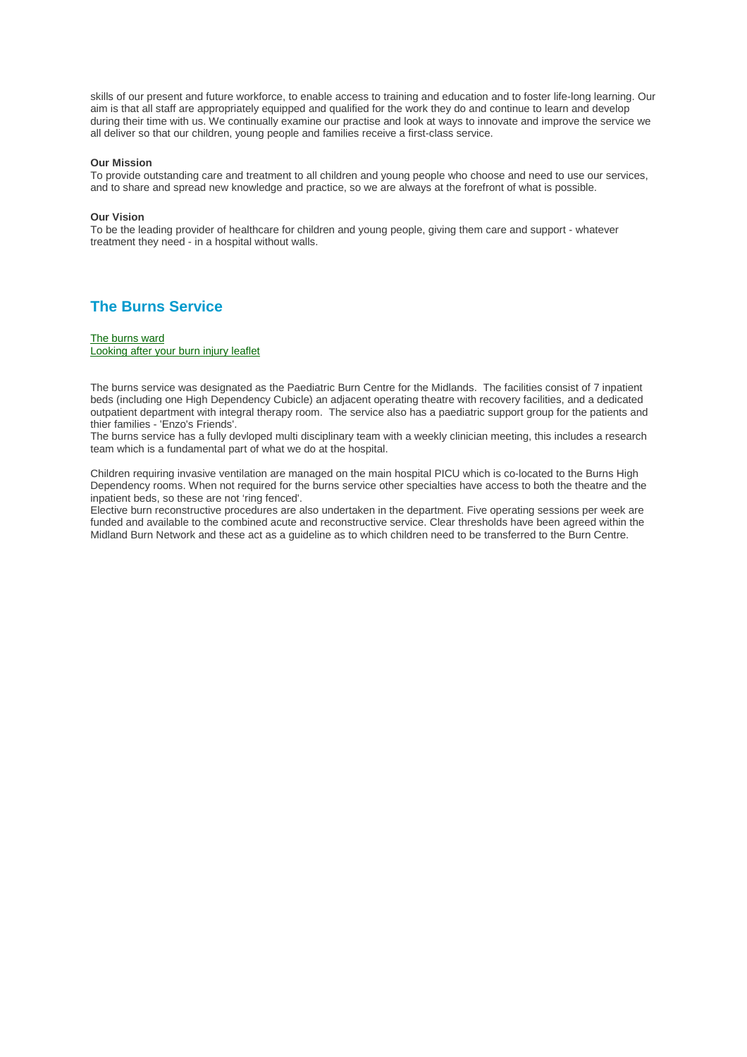skills of our present and future workforce, to enable access to training and education and to foster life-long learning. Our aim is that all staff are appropriately equipped and qualified for the work they do and continue to learn and develop during their time with us. We continually examine our practise and look at ways to innovate and improve the service we all deliver so that our children, young people and families receive a first-class service.

**Our Mission**
To provide outstanding care and treatment to all children and young people who choose and need to use our services, and to share and spread new knowledge and practice, so we are always at the forefront of what is possible.

**Our Vision**
To be the leading provider of healthcare for children and young people, giving them care and support - whatever treatment they need - in a hospital without walls.

## The Burns Service

The burns ward
Looking after your burn injury leaflet

The burns service was designated as the Paediatric Burn Centre for the Midlands. The facilities consist of 7 inpatient beds (including one High Dependency Cubicle) an adjacent operating theatre with recovery facilities, and a dedicated outpatient department with integral therapy room. The service also has a paediatric support group for the patients and thier families - 'Enzo's Friends'.
The burns service has a fully devloped multi disciplinary team with a weekly clinician meeting, this includes a research team which is a fundamental part of what we do at the hospital.

Children requiring invasive ventilation are managed on the main hospital PICU which is co-located to the Burns High Dependency rooms. When not required for the burns service other specialties have access to both the theatre and the inpatient beds, so these are not 'ring fenced'.
Elective burn reconstructive procedures are also undertaken in the department. Five operating sessions per week are funded and available to the combined acute and reconstructive service. Clear thresholds have been agreed within the Midland Burn Network and these act as a guideline as to which children need to be transferred to the Burn Centre.